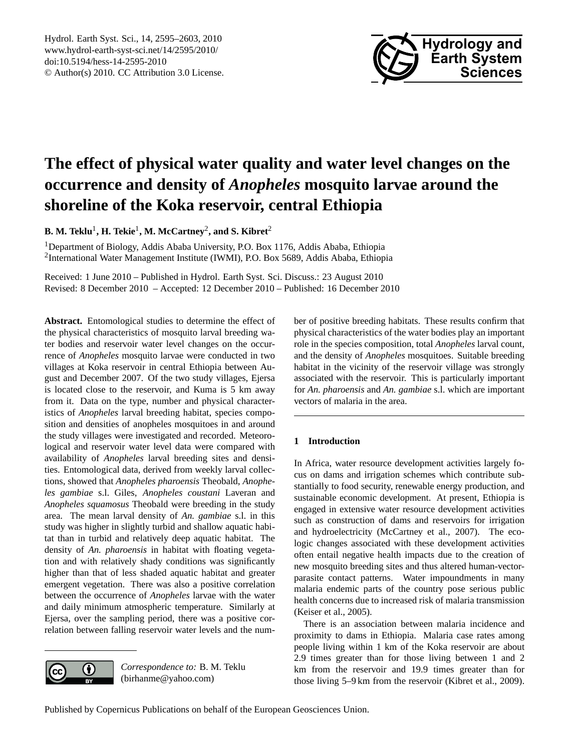# The effect of physical water quality and water level changes on the occurrence and density of *Anopheles* mosquito larvae around the shoreline of the Koka reservoir, central Ethiopia

**B. M. Teklu[1], H. Tekie[1], M. McCartney[2], and S. Kibret[2]**

[1]Department of Biology, Addis Ababa University, P.O. Box 1176, Addis Ababa, Ethiopia
[2]International Water Management Institute (IWMI), P.O. Box 5689, Addis Ababa, Ethiopia

Received: 1 June 2010 – Published in Hydrol. Earth Syst. Sci. Discuss.: 23 August 2010
Revised: 8 December 2010 – Accepted: 12 December 2010 – Published: 16 December 2010

**Abstract.** Entomological studies to determine the effect of the physical characteristics of mosquito larval breeding water bodies and reservoir water level changes on the occurrence of *Anopheles* mosquito larvae were conducted in two villages at Koka reservoir in central Ethiopia between August and December 2007. Of the two study villages, Ejersa is located close to the reservoir, and Kuma is 5 km away from it. Data on the type, number and physical characteristics of *Anopheles* larval breeding habitat, species composition and densities of anopheles mosquitoes in and around the study villages were investigated and recorded. Meteorological and reservoir water level data were compared with availability of *Anopheles* larval breeding sites and densities. Entomological data, derived from weekly larval collections, showed that *Anopheles pharoensis* Theobald, *Anopheles gambiae* s.l. Giles, *Anopheles coustani* Laveran and *Anopheles squamosus* Theobald were breeding in the study area. The mean larval density of *An. gambiae* s.l. in this study was higher in slightly turbid and shallow aquatic habitat than in turbid and relatively deep aquatic habitat. The density of *An. pharoensis* in habitat with floating vegetation and with relatively shady conditions was significantly higher than that of less shaded aquatic habitat and greater emergent vegetation. There was also a positive correlation between the occurrence of *Anopheles* larvae with the water and daily minimum atmospheric temperature. Similarly at Ejersa, over the sampling period, there was a positive correlation between falling reservoir water levels and the number of positive breeding habitats. These results confirm that physical characteristics of the water bodies play an important role in the species composition, total *Anopheles* larval count, and the density of *Anopheles* mosquitoes. Suitable breeding habitat in the vicinity of the reservoir village was strongly associated with the reservoir. This is particularly important for *An. pharoensis* and *An. gambiae* s.l. which are important vectors of malaria in the area.

*Correspondence to:* B. M. Teklu (birhanme@yahoo.com)

## 1 Introduction

In Africa, water resource development activities largely focus on dams and irrigation schemes which contribute substantially to food security, renewable energy production, and sustainable economic development. At present, Ethiopia is engaged in extensive water resource development activities such as construction of dams and reservoirs for irrigation and hydroelectricity (McCartney et al., 2007). The ecologic changes associated with these development activities often entail negative health impacts due to the creation of new mosquito breeding sites and thus altered human-vector-parasite contact patterns. Water impoundments in many malaria endemic parts of the country pose serious public health concerns due to increased risk of malaria transmission (Keiser et al., 2005).

There is an association between malaria incidence and proximity to dams in Ethiopia. Malaria case rates among people living within 1 km of the Koka reservoir are about 2.9 times greater than for those living between 1 and 2 km from the reservoir and 19.9 times greater than for those living 5–9 km from the reservoir (Kibret et al., 2009).

Published by Copernicus Publications on behalf of the European Geosciences Union.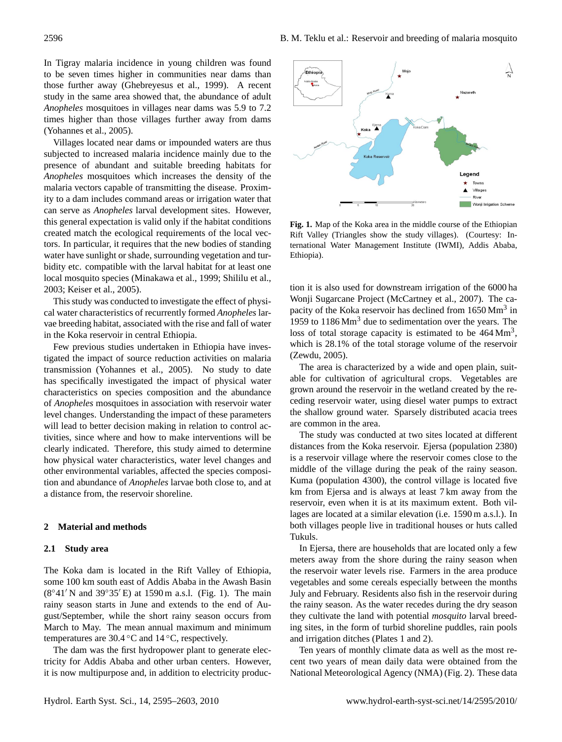In Tigray malaria incidence in young children was found to be seven times higher in communities near dams than those further away (Ghebreyesus et al., 1999). A recent study in the same area showed that, the abundance of adult *Anopheles* mosquitoes in villages near dams was 5.9 to 7.2 times higher than those villages further away from dams (Yohannes et al., 2005).

Villages located near dams or impounded waters are thus subjected to increased malaria incidence mainly due to the presence of abundant and suitable breeding habitats for *Anopheles* mosquitoes which increases the density of the malaria vectors capable of transmitting the disease. Proximity to a dam includes command areas or irrigation water that can serve as *Anopheles* larval development sites. However, this general expectation is valid only if the habitat conditions created match the ecological requirements of the local vectors. In particular, it requires that the new bodies of standing water have sunlight or shade, surrounding vegetation and turbidity etc. compatible with the larval habitat for at least one local mosquito species (Minakawa et al., 1999; Shililu et al., 2003; Keiser et al., 2005).

This study was conducted to investigate the effect of physical water characteristics of recurrently formed *Anopheles* larvae breeding habitat, associated with the rise and fall of water in the Koka reservoir in central Ethiopia.

Few previous studies undertaken in Ethiopia have investigated the impact of source reduction activities on malaria transmission (Yohannes et al., 2005). No study to date has specifically investigated the impact of physical water characteristics on species composition and the abundance of *Anopheles* mosquitoes in association with reservoir water level changes. Understanding the impact of these parameters will lead to better decision making in relation to control activities, since where and how to make interventions will be clearly indicated. Therefore, this study aimed to determine how physical water characteristics, water level changes and other environmental variables, affected the species composition and abundance of *Anopheles* larvae both close to, and at a distance from, the reservoir shoreline.

## 2 Material and methods

### 2.1 Study area

The Koka dam is located in the Rift Valley of Ethiopia, some 100 km south east of Addis Ababa in the Awash Basin (8°41′ N and 39°35′ E) at 1590 m a.s.l. (Fig. 1). The main rainy season starts in June and extends to the end of August/September, while the short rainy season occurs from March to May. The mean annual maximum and minimum temperatures are 30.4 °C and 14 °C, respectively.

The dam was the first hydropower plant to generate electricity for Addis Ababa and other urban centers. However, it is now multipurpose and, in addition to electricity production it is also used for downstream irrigation of the 6000 ha Wonji Sugarcane Project (McCartney et al., 2007). The capacity of the Koka reservoir has declined from 1650 $Mm^3$ in 1959 to 1186 $Mm^3$ due to sedimentation over the years. The loss of total storage capacity is estimated to be 464 $Mm^3$, which is 28.1% of the total storage volume of the reservoir (Zewdu, 2005).

**Fig. 1.** Map of the Koka area in the middle course of the Ethiopian Rift Valley (Triangles show the study villages). (Courtesy: International Water Management Institute (IWMI), Addis Ababa, Ethiopia).

The area is characterized by a wide and open plain, suitable for cultivation of agricultural crops. Vegetables are grown around the reservoir in the wetland created by the receding reservoir water, using diesel water pumps to extract the shallow ground water. Sparsely distributed acacia trees are common in the area.

The study was conducted at two sites located at different distances from the Koka reservoir. Ejersa (population 2380) is a reservoir village where the reservoir comes close to the middle of the village during the peak of the rainy season. Kuma (population 4300), the control village is located five km from Ejersa and is always at least 7 km away from the reservoir, even when it is at its maximum extent. Both villages are located at a similar elevation (i.e. 1590 m a.s.l.). In both villages people live in traditional houses or huts called Tukuls.

In Ejersa, there are households that are located only a few meters away from the shore during the rainy season when the reservoir water levels rise. Farmers in the area produce vegetables and some cereals especially between the months July and February. Residents also fish in the reservoir during the rainy season. As the water recedes during the dry season they cultivate the land with potential *mosquito* larval breeding sites, in the form of turbid shoreline puddles, rain pools and irrigation ditches (Plates 1 and 2).

Ten years of monthly climate data as well as the most recent two years of mean daily data were obtained from the National Meteorological Agency (NMA) (Fig. 2). These data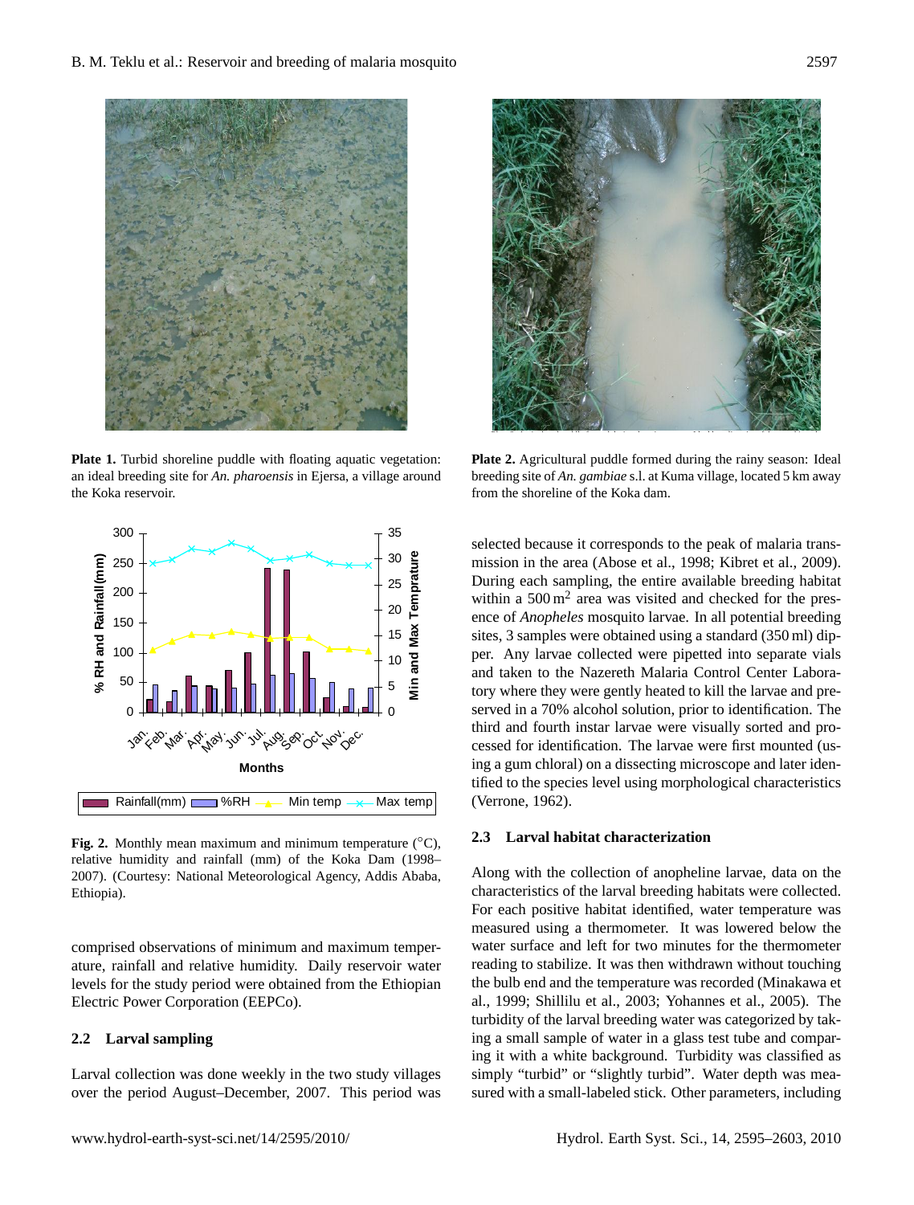**Plate 1.** Turbid shoreline puddle with floating aquatic vegetation: an ideal breeding site for *An. pharoensis* in Ejersa, a village around the Koka reservoir.

**Plate 2.** Agricultural puddle formed during the rainy season: Ideal breeding site of *An. gambiae* s.l. at Kuma village, located 5 km away from the shoreline of the Koka dam.

**Fig. 2.** Monthly mean maximum and minimum temperature (°C), relative humidity and rainfall (mm) of the Koka Dam (1998–2007). (Courtesy: National Meteorological Agency, Addis Ababa, Ethiopia).

comprised observations of minimum and maximum temperature, rainfall and relative humidity. Daily reservoir water levels for the study period were obtained from the Ethiopian Electric Power Corporation (EEPCo).

### 2.2 Larval sampling

Larval collection was done weekly in the two study villages over the period August–December, 2007. This period was selected because it corresponds to the peak of malaria transmission in the area (Abose et al., 1998; Kibret et al., 2009). During each sampling, the entire available breeding habitat within a 500 $m^2$ area was visited and checked for the presence of *Anopheles* mosquito larvae. In all potential breeding sites, 3 samples were obtained using a standard (350 ml) dipper. Any larvae collected were pipetted into separate vials and taken to the Nazereth Malaria Control Center Laboratory where they were gently heated to kill the larvae and preserved in a 70% alcohol solution, prior to identification. The third and fourth instar larvae were visually sorted and processed for identification. The larvae were first mounted (using a gum chloral) on a dissecting microscope and later identified to the species level using morphological characteristics (Verrone, 1962).

### 2.3 Larval habitat characterization

Along with the collection of anopheline larvae, data on the characteristics of the larval breeding habitats were collected. For each positive habitat identified, water temperature was measured using a thermometer. It was lowered below the water surface and left for two minutes for the thermometer reading to stabilize. It was then withdrawn without touching the bulb end and the temperature was recorded (Minakawa et al., 1999; Shillilu et al., 2003; Yohannes et al., 2005). The turbidity of the larval breeding water was categorized by taking a small sample of water in a glass test tube and comparing it with a white background. Turbidity was classified as simply "turbid" or "slightly turbid". Water depth was measured with a small-labeled stick. Other parameters, including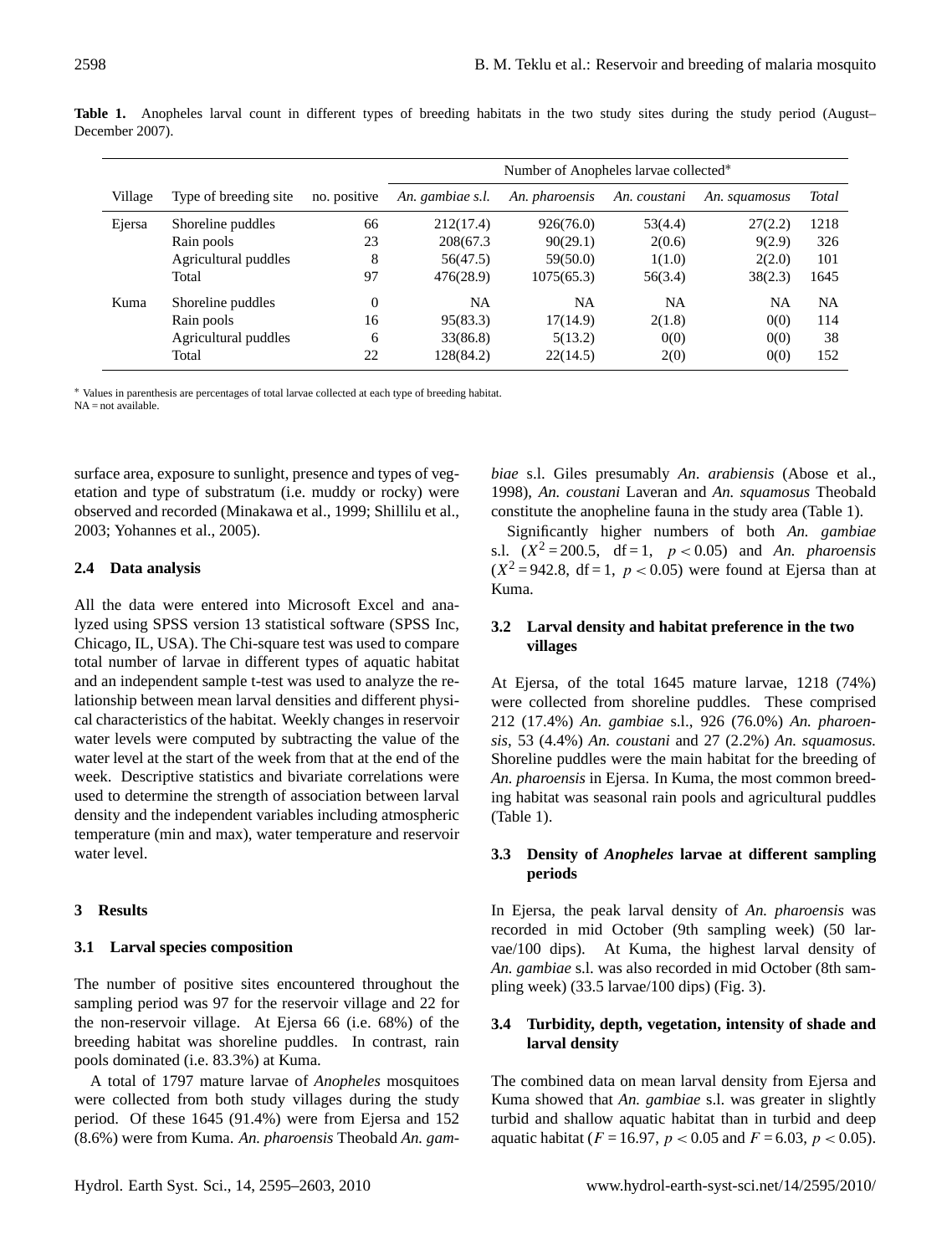**Table 1.** Anopheles larval count in different types of breeding habitats in the two study sites during the study period (August–December 2007).

| Village | Type of breeding site | no. positive | Number of Anopheles larvae collected* | | | | |
|---|---|---|---|---|---|---|---|
| | | | *An. gambiae s.l.* | *An. pharoensis* | *An. coustani* | *An. squamosus* | *Total* |
| Ejersa | Shoreline puddles | 66 | 212(17.4) | 926(76.0) | 53(4.4) | 27(2.2) | 1218 |
| | Rain pools | 23 | 208(67.3 | 90(29.1) | 2(0.6) | 9(2.9) | 326 |
| | Agricultural puddles | 8 | 56(47.5) | 59(50.0) | 1(1.0) | 2(2.0) | 101 |
| | Total | 97 | 476(28.9) | 1075(65.3) | 56(3.4) | 38(2.3) | 1645 |
| Kuma | Shoreline puddles | 0 | NA | NA | NA | NA | NA |
| | Rain pools | 16 | 95(83.3) | 17(14.9) | 2(1.8) | 0(0) | 114 |
| | Agricultural puddles | 6 | 33(86.8) | 5(13.2) | 0(0) | 0(0) | 38 |
| | Total | 22 | 128(84.2) | 22(14.5) | 2(0) | 0(0) | 152 |

* Values in parenthesis are percentages of total larvae collected at each type of breeding habitat.
NA = not available.

surface area, exposure to sunlight, presence and types of vegetation and type of substratum (i.e. muddy or rocky) were observed and recorded (Minakawa et al., 1999; Shillilu et al., 2003; Yohannes et al., 2005).

### 2.4 Data analysis

All the data were entered into Microsoft Excel and analyzed using SPSS version 13 statistical software (SPSS Inc, Chicago, IL, USA). The Chi-square test was used to compare total number of larvae in different types of aquatic habitat and an independent sample t-test was used to analyze the relationship between mean larval densities and different physical characteristics of the habitat. Weekly changes in reservoir water levels were computed by subtracting the value of the water level at the start of the week from that at the end of the week. Descriptive statistics and bivariate correlations were used to determine the strength of association between larval density and the independent variables including atmospheric temperature (min and max), water temperature and reservoir water level.

## 3 Results

### 3.1 Larval species composition

The number of positive sites encountered throughout the sampling period was 97 for the reservoir village and 22 for the non-reservoir village. At Ejersa 66 (i.e. 68%) of the breeding habitat was shoreline puddles. In contrast, rain pools dominated (i.e. 83.3%) at Kuma.

A total of 1797 mature larvae of *Anopheles* mosquitoes were collected from both study villages during the study period. Of these 1645 (91.4%) were from Ejersa and 152 (8.6%) were from Kuma. *An. pharoensis* Theobald *An. gambiae* s.l. Giles presumably *An. arabiensis* (Abose et al., 1998), *An. coustani* Laveran and *An. squamosus* Theobald constitute the anopheline fauna in the study area (Table 1).

Significantly higher numbers of both *An. gambiae* s.l. ($X^2 = 200.5$, df = 1, $p < 0.05$) and *An. pharoensis* ($X^2 = 942.8$, df = 1, $p < 0.05$) were found at Ejersa than at Kuma.

### 3.2 Larval density and habitat preference in the two villages

At Ejersa, of the total 1645 mature larvae, 1218 (74%) were collected from shoreline puddles. These comprised 212 (17.4%) *An. gambiae* s.l., 926 (76.0%) *An. pharoensis*, 53 (4.4%) *An. coustani* and 27 (2.2%) *An. squamosus*. Shoreline puddles were the main habitat for the breeding of *An. pharoensis* in Ejersa. In Kuma, the most common breeding habitat was seasonal rain pools and agricultural puddles (Table 1).

### 3.3 Density of *Anopheles* larvae at different sampling periods

In Ejersa, the peak larval density of *An. pharoensis* was recorded in mid October (9th sampling week) (50 larvae/100 dips). At Kuma, the highest larval density of *An. gambiae* s.l. was also recorded in mid October (8th sampling week) (33.5 larvae/100 dips) (Fig. 3).

### 3.4 Turbidity, depth, vegetation, intensity of shade and larval density

The combined data on mean larval density from Ejersa and Kuma showed that *An. gambiae* s.l. was greater in slightly turbid and shallow aquatic habitat than in turbid and deep aquatic habitat ($F = 16.97$, $p < 0.05$ and $F = 6.03$, $p < 0.05$).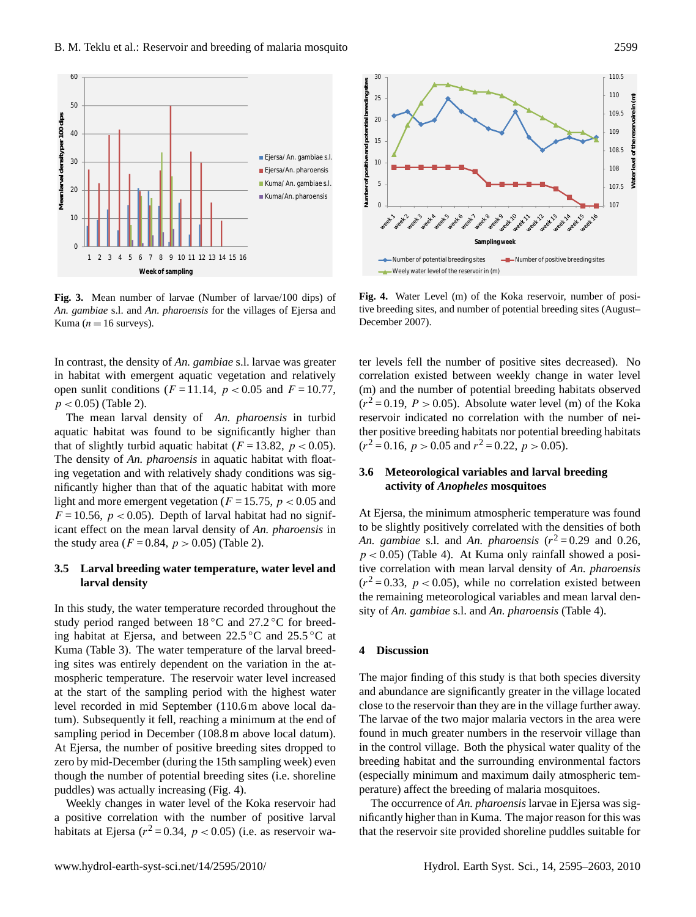**Fig. 3.** Mean number of larvae (Number of larvae/100 dips) of *An. gambiae* s.l. and *An. pharoensis* for the villages of Ejersa and Kuma ($n = 16$ surveys).

**Fig. 4.** Water Level (m) of the Koka reservoir, number of positive breeding sites, and number of potential breeding sites (August–December 2007).

In contrast, the density of *An. gambiae* s.l. larvae was greater in habitat with emergent aquatic vegetation and relatively open sunlit conditions ($F = 11.14$, $p < 0.05$ and $F = 10.77$, $p < 0.05$) (Table 2).

The mean larval density of *An. pharoensis* in turbid aquatic habitat was found to be significantly higher than that of slightly turbid aquatic habitat ($F = 13.82$, $p < 0.05$). The density of *An. pharoensis* in aquatic habitat with floating vegetation and with relatively shady conditions was significantly higher than that of the aquatic habitat with more light and more emergent vegetation ($F = 15.75$, $p < 0.05$ and $F = 10.56$, $p < 0.05$). Depth of larval habitat had no significant effect on the mean larval density of *An. pharoensis* in the study area ($F = 0.84$, $p > 0.05$) (Table 2).

### 3.5 Larval breeding water temperature, water level and larval density

In this study, the water temperature recorded throughout the study period ranged between 18 °C and 27.2 °C for breeding habitat at Ejersa, and between 22.5 °C and 25.5 °C at Kuma (Table 3). The water temperature of the larval breeding sites was entirely dependent on the variation in the atmospheric temperature. The reservoir water level increased at the start of the sampling period with the highest water level recorded in mid September (110.6 m above local datum). Subsequently it fell, reaching a minimum at the end of sampling period in December (108.8 m above local datum). At Ejersa, the number of positive breeding sites dropped to zero by mid-December (during the 15th sampling week) even though the number of potential breeding sites (i.e. shoreline puddles) was actually increasing (Fig. 4).

Weekly changes in water level of the Koka reservoir had a positive correlation with the number of positive larval habitats at Ejersa ($r^2 = 0.34$, $p < 0.05$) (i.e. as reservoir water levels fell the number of positive sites decreased). No correlation existed between weekly change in water level (m) and the number of potential breeding habitats observed ($r^2 = 0.19$, $P > 0.05$). Absolute water level (m) of the Koka reservoir indicated no correlation with the number of neither positive breeding habitats nor potential breeding habitats ($r^2 = 0.16$, $p > 0.05$ and $r^2 = 0.22$, $p > 0.05$).

### 3.6 Meteorological variables and larval breeding activity of *Anopheles* mosquitoes

At Ejersa, the minimum atmospheric temperature was found to be slightly positively correlated with the densities of both *An. gambiae* s.l. and *An. pharoensis* ($r^2 = 0.29$ and 0.26, $p < 0.05$) (Table 4). At Kuma only rainfall showed a positive correlation with mean larval density of *An. pharoensis* ($r^2 = 0.33$, $p < 0.05$), while no correlation existed between the remaining meteorological variables and mean larval density of *An. gambiae* s.l. and *An. pharoensis* (Table 4).

## 4 Discussion

The major finding of this study is that both species diversity and abundance are significantly greater in the village located close to the reservoir than they are in the village further away. The larvae of the two major malaria vectors in the area were found in much greater numbers in the reservoir village than in the control village. Both the physical water quality of the breeding habitat and the surrounding environmental factors (especially minimum and maximum daily atmospheric temperature) affect the breeding of malaria mosquitoes.

The occurrence of *An. pharoensis* larvae in Ejersa was significantly higher than in Kuma. The major reason for this was that the reservoir site provided shoreline puddles suitable for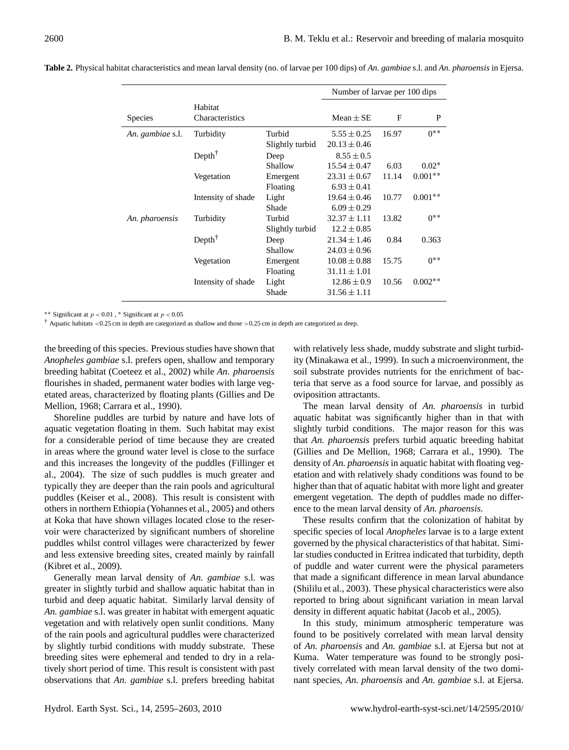**Table 2.** Physical habitat characteristics and mean larval density (no. of larvae per 100 dips) of *An. gambiae* s.l. and *An. pharoensis* in Ejersa.

| | | | Number of larvae per 100 dips | | |
|---|---|---|---|---|---|
| Species | Habitat Characteristics | | Mean ± SE | F | P |
| *An. gambiae* s.l. | Turbidity | Turbid | $5.55 \pm 0.25$ | 16.97 | $0^{**}$ |
| | | Slightly turbid | $20.13 \pm 0.46$ | | |
| | Depth† | Deep | $8.55 \pm 0.5$ | | |
| | | Shallow | $15.54 \pm 0.47$ | 6.03 | $0.02^{*}$ |
| | Vegetation | Emergent | $23.31 \pm 0.67$ | 11.14 | $0.001^{**}$ |
| | | Floating | $6.93 \pm 0.41$ | | |
| | Intensity of shade | Light | $19.64 \pm 0.46$ | 10.77 | $0.001^{**}$ |
| | | Shade | $6.09 \pm 0.29$ | | |
| *An. pharoensis* | Turbidity | Turbid | $32.37 \pm 1.11$ | 13.82 | $0^{**}$ |
| | | Slightly turbid | $12.2 \pm 0.85$ | | |
| | Depth† | Deep | $21.34 \pm 1.46$ | 0.84 | 0.363 |
| | | Shallow | $24.03 \pm 0.96$ | | |
| | Vegetation | Emergent | $10.08 \pm 0.88$ | 15.75 | $0^{**}$ |
| | | Floating | $31.11 \pm 1.01$ | | |
| | Intensity of shade | Light | $12.86 \pm 0.9$ | 10.56 | $0.002^{**}$ |
| | | Shade | $31.56 \pm 1.11$ | | |

** Significant at $p < 0.01$ , * Significant at $p < 0.05$

† Aquatic habitats <0.25 cm in depth are categorized as shallow and those >0.25 cm in depth are categorized as deep.

the breeding of this species. Previous studies have shown that *Anopheles gambiae* s.l. prefers open, shallow and temporary breeding habitat (Coeteez et al., 2002) while *An. pharoensis* flourishes in shaded, permanent water bodies with large vegetated areas, characterized by floating plants (Gillies and De Mellion, 1968; Carrara et al., 1990).

Shoreline puddles are turbid by nature and have lots of aquatic vegetation floating in them. Such habitat may exist for a considerable period of time because they are created in areas where the ground water level is close to the surface and this increases the longevity of the puddles (Fillinger et al., 2004). The size of such puddles is much greater and typically they are deeper than the rain pools and agricultural puddles (Keiser et al., 2008). This result is consistent with others in northern Ethiopia (Yohannes et al., 2005) and others at Koka that have shown villages located close to the reservoir were characterized by significant numbers of shoreline puddles whilst control villages were characterized by fewer and less extensive breeding sites, created mainly by rainfall (Kibret et al., 2009).

Generally mean larval density of *An. gambiae* s.l. was greater in slightly turbid and shallow aquatic habitat than in turbid and deep aquatic habitat. Similarly larval density of *An. gambiae* s.l. was greater in habitat with emergent aquatic vegetation and with relatively open sunlit conditions. Many of the rain pools and agricultural puddles were characterized by slightly turbid conditions with muddy substrate. These breeding sites were ephemeral and tended to dry in a relatively short period of time. This result is consistent with past observations that *An. gambiae* s.l. prefers breeding habitat with relatively less shade, muddy substrate and slight turbidity (Minakawa et al., 1999). In such a microenvironment, the soil substrate provides nutrients for the enrichment of bacteria that serve as a food source for larvae, and possibly as oviposition attractants.

The mean larval density of *An. pharoensis* in turbid aquatic habitat was significantly higher than in that with slightly turbid conditions. The major reason for this was that *An. pharoensis* prefers turbid aquatic breeding habitat (Gillies and De Mellion, 1968; Carrara et al., 1990). The density of *An. pharoensis* in aquatic habitat with floating vegetation and with relatively shady conditions was found to be higher than that of aquatic habitat with more light and greater emergent vegetation. The depth of puddles made no difference to the mean larval density of *An. pharoensis*.

These results confirm that the colonization of habitat by specific species of local *Anopheles* larvae is to a large extent governed by the physical characteristics of that habitat. Similar studies conducted in Eritrea indicated that turbidity, depth of puddle and water current were the physical parameters that made a significant difference in mean larval abundance (Shililu et al., 2003). These physical characteristics were also reported to bring about significant variation in mean larval density in different aquatic habitat (Jacob et al., 2005).

In this study, minimum atmospheric temperature was found to be positively correlated with mean larval density of *An. pharoensis* and *An. gambiae* s.l. at Ejersa but not at Kuma. Water temperature was found to be strongly positively correlated with mean larval density of the two dominant species, *An. pharoensis* and *An. gambiae* s.l. at Ejersa.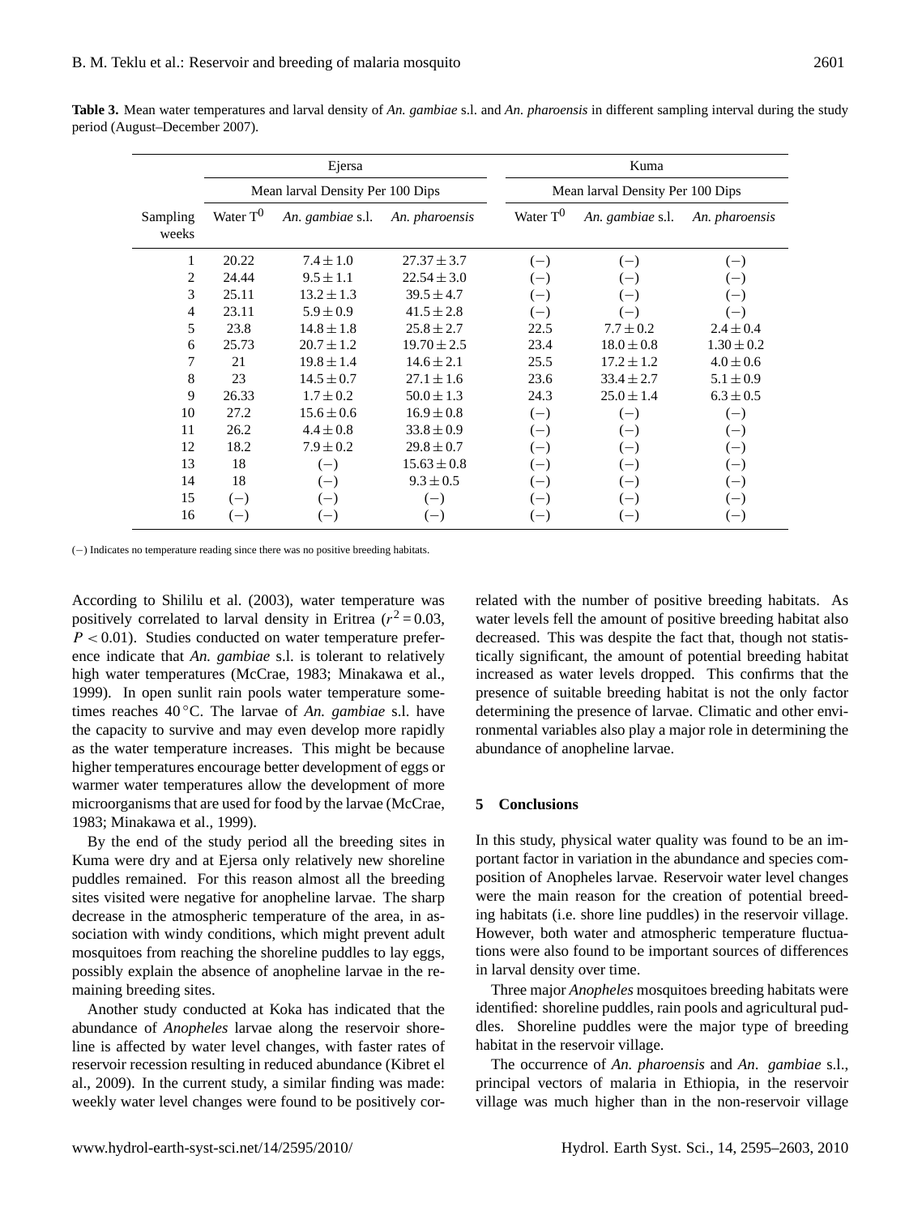**Table 3.** Mean water temperatures and larval density of *An. gambiae* s.l. and *An. pharoensis* in different sampling interval during the study period (August–December 2007).

| | Ejersa | | | Kuma | | |
|---|---|---|---|---|---|---|
| | Mean larval Density Per 100 Dips | | | Mean larval Density Per 100 Dips | | |
| Sampling weeks | Water $T^0$ | *An. gambiae* s.l. | *An. pharoensis* | Water $T^0$ | *An. gambiae* s.l. | *An. pharoensis* |
| 1 | 20.22 | $7.4 \pm 1.0$ | $27.37 \pm 3.7$ | (−) | (−) | (−) |
| 2 | 24.44 | $9.5 \pm 1.1$ | $22.54 \pm 3.0$ | (−) | (−) | (−) |
| 3 | 25.11 | $13.2 \pm 1.3$ | $39.5 \pm 4.7$ | (−) | (−) | (−) |
| 4 | 23.11 | $5.9 \pm 0.9$ | $41.5 \pm 2.8$ | (−) | (−) | (−) |
| 5 | 23.8 | $14.8 \pm 1.8$ | $25.8 \pm 2.7$ | 22.5 | $7.7 \pm 0.2$ | $2.4 \pm 0.4$ |
| 6 | 25.73 | $20.7 \pm 1.2$ | $19.70 \pm 2.5$ | 23.4 | $18.0 \pm 0.8$ | $1.30 \pm 0.2$ |
| 7 | 21 | $19.8 \pm 1.4$ | $14.6 \pm 2.1$ | 25.5 | $17.2 \pm 1.2$ | $4.0 \pm 0.6$ |
| 8 | 23 | $14.5 \pm 0.7$ | $27.1 \pm 1.6$ | 23.6 | $33.4 \pm 2.7$ | $5.1 \pm 0.9$ |
| 9 | 26.33 | $1.7 \pm 0.2$ | $50.0 \pm 1.3$ | 24.3 | $25.0 \pm 1.4$ | $6.3 \pm 0.5$ |
| 10 | 27.2 | $15.6 \pm 0.6$ | $16.9 \pm 0.8$ | (−) | (−) | (−) |
| 11 | 26.2 | $4.4 \pm 0.8$ | $33.8 \pm 0.9$ | (−) | (−) | (−) |
| 12 | 18.2 | $7.9 \pm 0.2$ | $29.8 \pm 0.7$ | (−) | (−) | (−) |
| 13 | 18 | (−) | $15.63 \pm 0.8$ | (−) | (−) | (−) |
| 14 | 18 | (−) | $9.3 \pm 0.5$ | (−) | (−) | (−) |
| 15 | (−) | (−) | (−) | (−) | (−) | (−) |
| 16 | (−) | (−) | (−) | (−) | (−) | (−) |

(−) Indicates no temperature reading since there was no positive breeding habitats.

According to Shililu et al. (2003), water temperature was positively correlated to larval density in Eritrea ($r^2 = 0.03$, $P < 0.01$). Studies conducted on water temperature preference indicate that *An. gambiae* s.l. is tolerant to relatively high water temperatures (McCrae, 1983; Minakawa et al., 1999). In open sunlit rain pools water temperature sometimes reaches 40 °C. The larvae of *An. gambiae* s.l. have the capacity to survive and may even develop more rapidly as the water temperature increases. This might be because higher temperatures encourage better development of eggs or warmer water temperatures allow the development of more microorganisms that are used for food by the larvae (McCrae, 1983; Minakawa et al., 1999).

By the end of the study period all the breeding sites in Kuma were dry and at Ejersa only relatively new shoreline puddles remained. For this reason almost all the breeding sites visited were negative for anopheline larvae. The sharp decrease in the atmospheric temperature of the area, in association with windy conditions, which might prevent adult mosquitoes from reaching the shoreline puddles to lay eggs, possibly explain the absence of anopheline larvae in the remaining breeding sites.

Another study conducted at Koka has indicated that the abundance of *Anopheles* larvae along the reservoir shoreline is affected by water level changes, with faster rates of reservoir recession resulting in reduced abundance (Kibret el al., 2009). In the current study, a similar finding was made: weekly water level changes were found to be positively correlated with the number of positive breeding habitats. As water levels fell the amount of positive breeding habitat also decreased. This was despite the fact that, though not statistically significant, the amount of potential breeding habitat increased as water levels dropped. This confirms that the presence of suitable breeding habitat is not the only factor determining the presence of larvae. Climatic and other environmental variables also play a major role in determining the abundance of anopheline larvae.

## 5 Conclusions

In this study, physical water quality was found to be an important factor in variation in the abundance and species composition of Anopheles larvae. Reservoir water level changes were the main reason for the creation of potential breeding habitats (i.e. shore line puddles) in the reservoir village. However, both water and atmospheric temperature fluctuations were also found to be important sources of differences in larval density over time.

Three major *Anopheles* mosquitoes breeding habitats were identified: shoreline puddles, rain pools and agricultural puddles. Shoreline puddles were the major type of breeding habitat in the reservoir village.

The occurrence of *An. pharoensis* and *An. gambiae* s.l., principal vectors of malaria in Ethiopia, in the reservoir village was much higher than in the non-reservoir village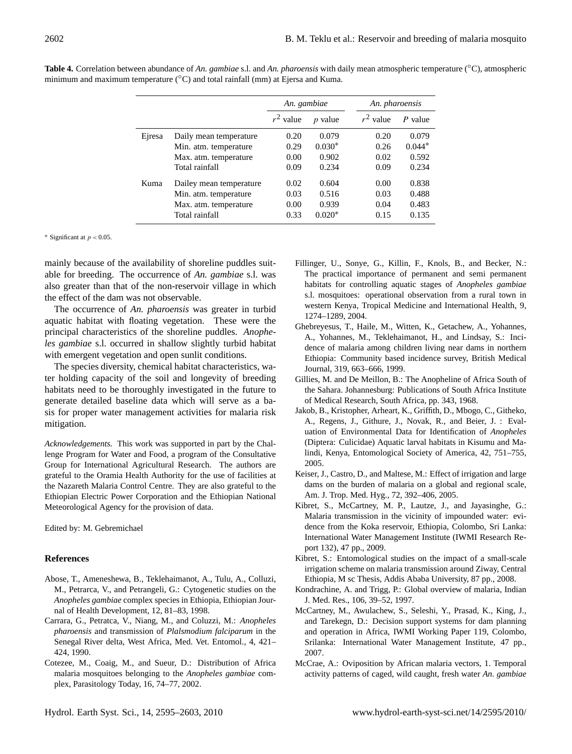**Table 4.** Correlation between abundance of *An. gambiae* s.l. and *An. pharoensis* with daily mean atmospheric temperature (°C), atmospheric minimum and maximum temperature (°C) and total rainfall (mm) at Ejersa and Kuma.

| | | *An. gambiae* | | *An. pharoensis* | |
|---|---|---|---|---|---|
| | | $r^2$ value | $p$ value | $r^2$ value | $P$ value |
| Ejresa | Daily mean temperature | 0.20 | 0.079 | 0.20 | 0.079 |
| | Min. atm. temperature | 0.29 | 0.030* | 0.26 | 0.044* |
| | Max. atm. temperature | 0.00 | 0.902 | 0.02 | 0.592 |
| | Total rainfall | 0.09 | 0.234 | 0.09 | 0.234 |
| Kuma | Dailey mean temperature | 0.02 | 0.604 | 0.00 | 0.838 |
| | Min. atm. temperature | 0.03 | 0.516 | 0.03 | 0.488 |
| | Max. atm. temperature | 0.00 | 0.939 | 0.04 | 0.483 |
| | Total rainfall | 0.33 | 0.020* | 0.15 | 0.135 |

* Significant at $p < 0.05$.

mainly because of the availability of shoreline puddles suitable for breeding. The occurrence of *An. gambiae* s.l. was also greater than that of the non-reservoir village in which the effect of the dam was not observable.

The occurrence of *An. pharoensis* was greater in turbid aquatic habitat with floating vegetation. These were the principal characteristics of the shoreline puddles. *Anopheles gambiae* s.l. occurred in shallow slightly turbid habitat with emergent vegetation and open sunlit conditions.

The species diversity, chemical habitat characteristics, water holding capacity of the soil and longevity of breeding habitats need to be thoroughly investigated in the future to generate detailed baseline data which will serve as a basis for proper water management activities for malaria risk mitigation.

*Acknowledgements.* This work was supported in part by the Challenge Program for Water and Food, a program of the Consultative Group for International Agricultural Research. The authors are grateful to the Oramia Health Authority for the use of facilities at the Nazareth Malaria Control Centre. They are also grateful to the Ethiopian Electric Power Corporation and the Ethiopian National Meteorological Agency for the provision of data.

Edited by: M. Gebremichael

## References

Abose, T., Ameneshewa, B., Teklehaimanot, A., Tulu, A., Colluzi, M., Petrarca, V., and Petrangeli, G.: Cytogenetic studies on the *Anopheles gambiae* complex species in Ethiopia, Ethiopian Journal of Health Development, 12, 81–83, 1998.

Carrara, G., Petratca, V., Niang, M., and Coluzzi, M.: *Anopheles pharoensis* and transmission of *Plalsmodium falciparum* in the Senegal River delta, West Africa, Med. Vet. Entomol., 4, 421–424, 1990.

Cotezee, M., Coaig, M., and Sueur, D.: Distribution of Africa malaria mosquitoes belonging to the *Anopheles gambiae* complex, Parasitology Today, 16, 74–77, 2002.

Fillinger, U., Sonye, G., Killin, F., Knols, B., and Becker, N.: The practical importance of permanent and semi permanent habitats for controlling aquatic stages of *Anopheles gambiae* s.l. mosquitoes: operational observation from a rural town in western Kenya, Tropical Medicine and International Health, 9, 1274–1289, 2004.

Ghebreyesus, T., Haile, M., Witten, K., Getachew, A., Yohannes, A., Yohannes, M., Teklehaimanot, H., and Lindsay, S.: Incidence of malaria among children living near dams in northern Ethiopia: Community based incidence survey, British Medical Journal, 319, 663–666, 1999.

Gillies, M. and De Meillon, B.: The Anopheline of Africa South of the Sahara. Johannesburg: Publications of South Africa Institute of Medical Research, South Africa, pp. 343, 1968.

Jakob, B., Kristopher, Arheart, K., Griffith, D., Mbogo, C., Githeko, A., Regens, J., Githure, J., Novak, R., and Beier, J. : Evaluation of Environmental Data for Identification of *Anopheles* (Diptera: Culicidae) Aquatic larval habitats in Kisumu and Malindi, Kenya, Entomological Society of America, 42, 751–755, 2005.

Keiser, J., Castro, D., and Maltese, M.: Effect of irrigation and large dams on the burden of malaria on a global and regional scale, Am. J. Trop. Med. Hyg., 72, 392–406, 2005.

Kibret, S., McCartney, M. P., Lautze, J., and Jayasinghe, G.: Malaria transmission in the vicinity of impounded water: evidence from the Koka reservoir, Ethiopia, Colombo, Sri Lanka: International Water Management Institute (IWMI Research Report 132), 47 pp., 2009.

Kibret, S.: Entomological studies on the impact of a small-scale irrigation scheme on malaria transmission around Ziway, Central Ethiopia, M sc Thesis, Addis Ababa University, 87 pp., 2008.

Kondrachine, A. and Trigg, P.: Global overview of malaria, Indian J. Med. Res., 106, 39–52, 1997.

McCartney, M., Awulachew, S., Seleshi, Y., Prasad, K., King, J., and Tarekegn, D.: Decision support systems for dam planning and operation in Africa, IWMI Working Paper 119, Colombo, Srilanka: International Water Management Institute, 47 pp., 2007.

McCrae, A.: Oviposition by African malaria vectors, 1. Temporal activity patterns of caged, wild caught, fresh water *An. gambiae*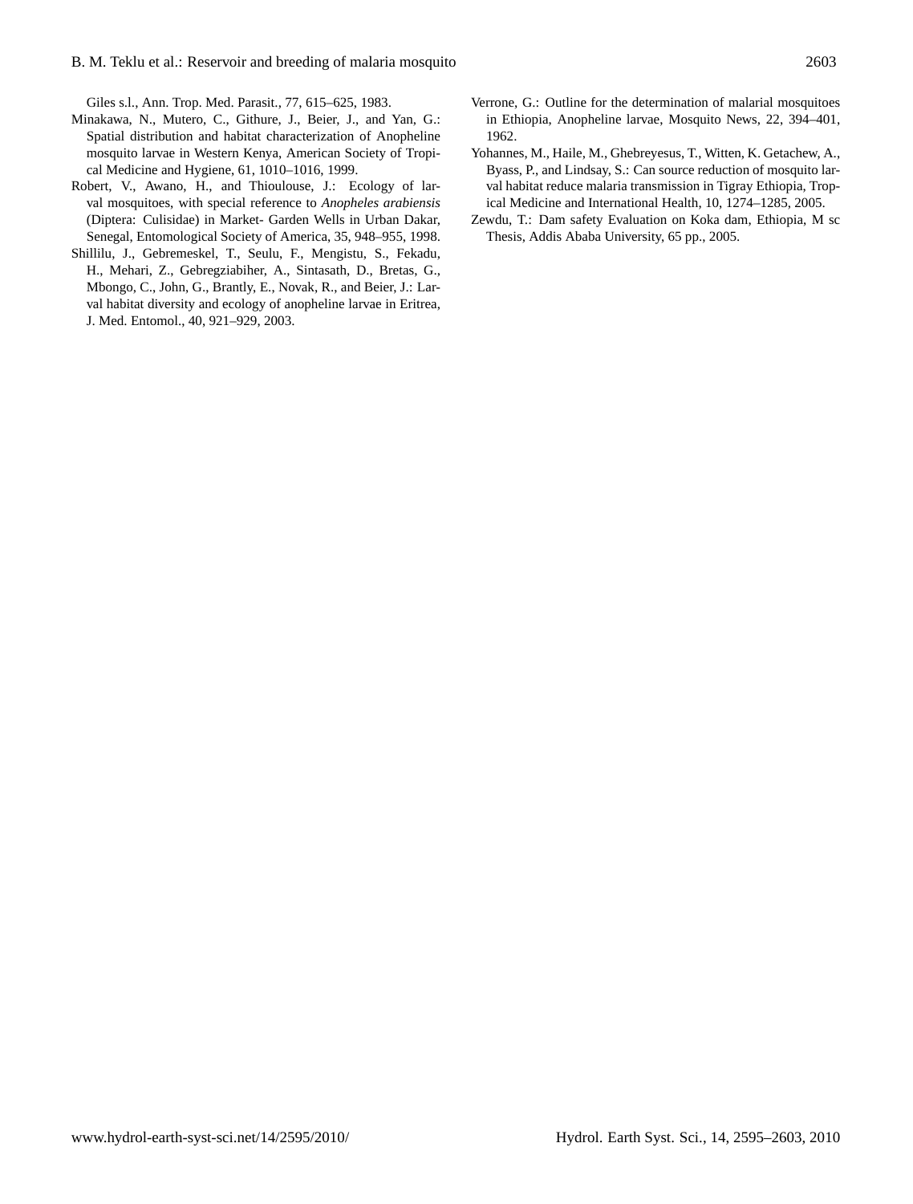Giles s.l., Ann. Trop. Med. Parasit., 77, 615–625, 1983.

Minakawa, N., Mutero, C., Githure, J., Beier, J., and Yan, G.: Spatial distribution and habitat characterization of Anopheline mosquito larvae in Western Kenya, American Society of Tropical Medicine and Hygiene, 61, 1010–1016, 1999.

Robert, V., Awano, H., and Thioulouse, J.: Ecology of larval mosquitoes, with special reference to *Anopheles arabiensis* (Diptera: Culisidae) in Market- Garden Wells in Urban Dakar, Senegal, Entomological Society of America, 35, 948–955, 1998.

Shillilu, J., Gebremeskel, T., Seulu, F., Mengistu, S., Fekadu, H., Mehari, Z., Gebregziabiher, A., Sintasath, D., Bretas, G., Mbongo, C., John, G., Brantly, E., Novak, R., and Beier, J.: Larval habitat diversity and ecology of anopheline larvae in Eritrea, J. Med. Entomol., 40, 921–929, 2003.

Verrone, G.: Outline for the determination of malarial mosquitoes in Ethiopia, Anopheline larvae, Mosquito News, 22, 394–401, 1962.

Yohannes, M., Haile, M., Ghebreyesus, T., Witten, K. Getachew, A., Byass, P., and Lindsay, S.: Can source reduction of mosquito larval habitat reduce malaria transmission in Tigray Ethiopia, Tropical Medicine and International Health, 10, 1274–1285, 2005.

Zewdu, T.: Dam safety Evaluation on Koka dam, Ethiopia, M sc Thesis, Addis Ababa University, 65 pp., 2005.